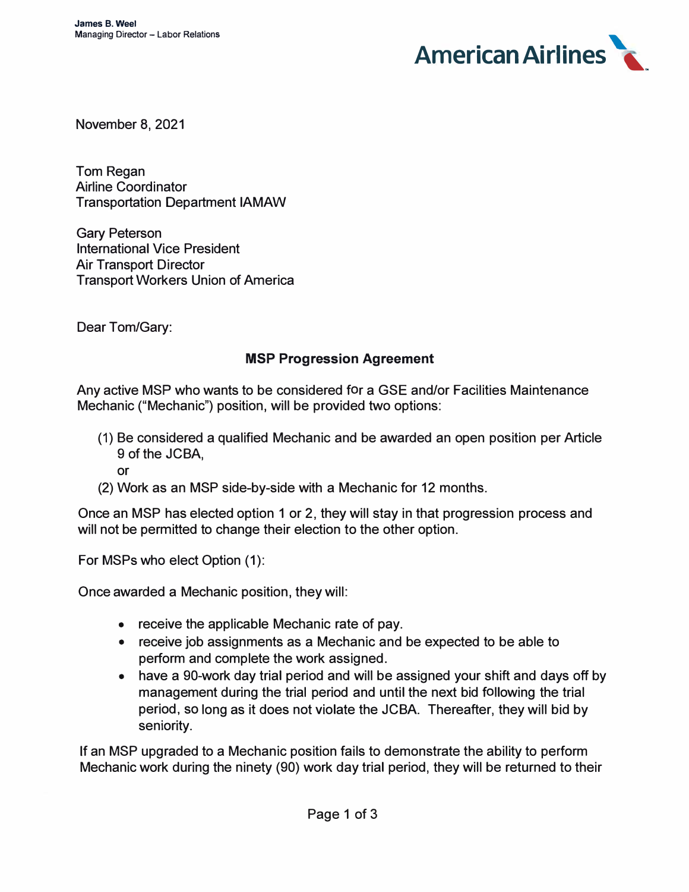James B. Weel
Managing Director – Labor Relations

American Airlines

November 8, 2021

Tom Regan
Airline Coordinator
Transportation Department IAMAW

Gary Peterson
International Vice President
Air Transport Director
Transport Workers Union of America

Dear Tom/Gary:

## MSP Progression Agreement

Any active MSP who wants to be considered for a GSE and/or Facilities Maintenance Mechanic ("Mechanic") position, will be provided two options:

(1) Be considered a qualified Mechanic and be awarded an open position per Article 9 of the JCBA,
or
(2) Work as an MSP side-by-side with a Mechanic for 12 months.

Once an MSP has elected option 1 or 2, they will stay in that progression process and will not be permitted to change their election to the other option.

For MSPs who elect Option (1):

Once awarded a Mechanic position, they will:

- receive the applicable Mechanic rate of pay.
- receive job assignments as a Mechanic and be expected to be able to perform and complete the work assigned.
- have a 90-work day trial period and will be assigned your shift and days off by management during the trial period and until the next bid following the trial period, so long as it does not violate the JCBA. Thereafter, they will bid by seniority.

If an MSP upgraded to a Mechanic position fails to demonstrate the ability to perform Mechanic work during the ninety (90) work day trial period, they will be returned to their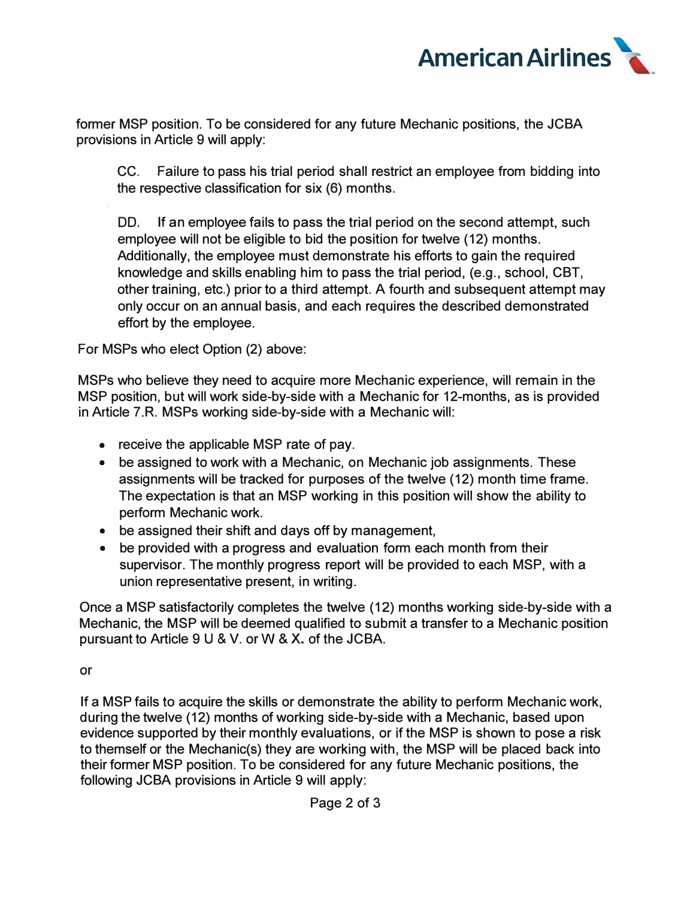former MSP position. To be considered for any future Mechanic positions, the JCBA provisions in Article 9 will apply:

> CC. Failure to pass his trial period shall restrict an employee from bidding into the respective classification for six (6) months.
>
> DD. If an employee fails to pass the trial period on the second attempt, such employee will not be eligible to bid the position for twelve (12) months. Additionally, the employee must demonstrate his efforts to gain the required knowledge and skills enabling him to pass the trial period, (e.g., school, CBT, other training, etc.) prior to a third attempt. A fourth and subsequent attempt may only occur on an annual basis, and each requires the described demonstrated effort by the employee.

For MSPs who elect Option (2) above:

MSPs who believe they need to acquire more Mechanic experience, will remain in the MSP position, but will work side-by-side with a Mechanic for 12-months, as is provided in Article 7.R. MSPs working side-by-side with a Mechanic will:

- receive the applicable MSP rate of pay.
- be assigned to work with a Mechanic, on Mechanic job assignments. These assignments will be tracked for purposes of the twelve (12) month time frame. The expectation is that an MSP working in this position will show the ability to perform Mechanic work.
- be assigned their shift and days off by management,
- be provided with a progress and evaluation form each month from their supervisor. The monthly progress report will be provided to each MSP, with a union representative present, in writing.

Once a MSP satisfactorily completes the twelve (12) months working side-by-side with a Mechanic, the MSP will be deemed qualified to submit a transfer to a Mechanic position pursuant to Article 9 U & V. or W & X. of the JCBA.

or

If a MSP fails to acquire the skills or demonstrate the ability to perform Mechanic work, during the twelve (12) months of working side-by-side with a Mechanic, based upon evidence supported by their monthly evaluations, or if the MSP is shown to pose a risk to themself or the Mechanic(s) they are working with, the MSP will be placed back into their former MSP position. To be considered for any future Mechanic positions, the following JCBA provisions in Article 9 will apply: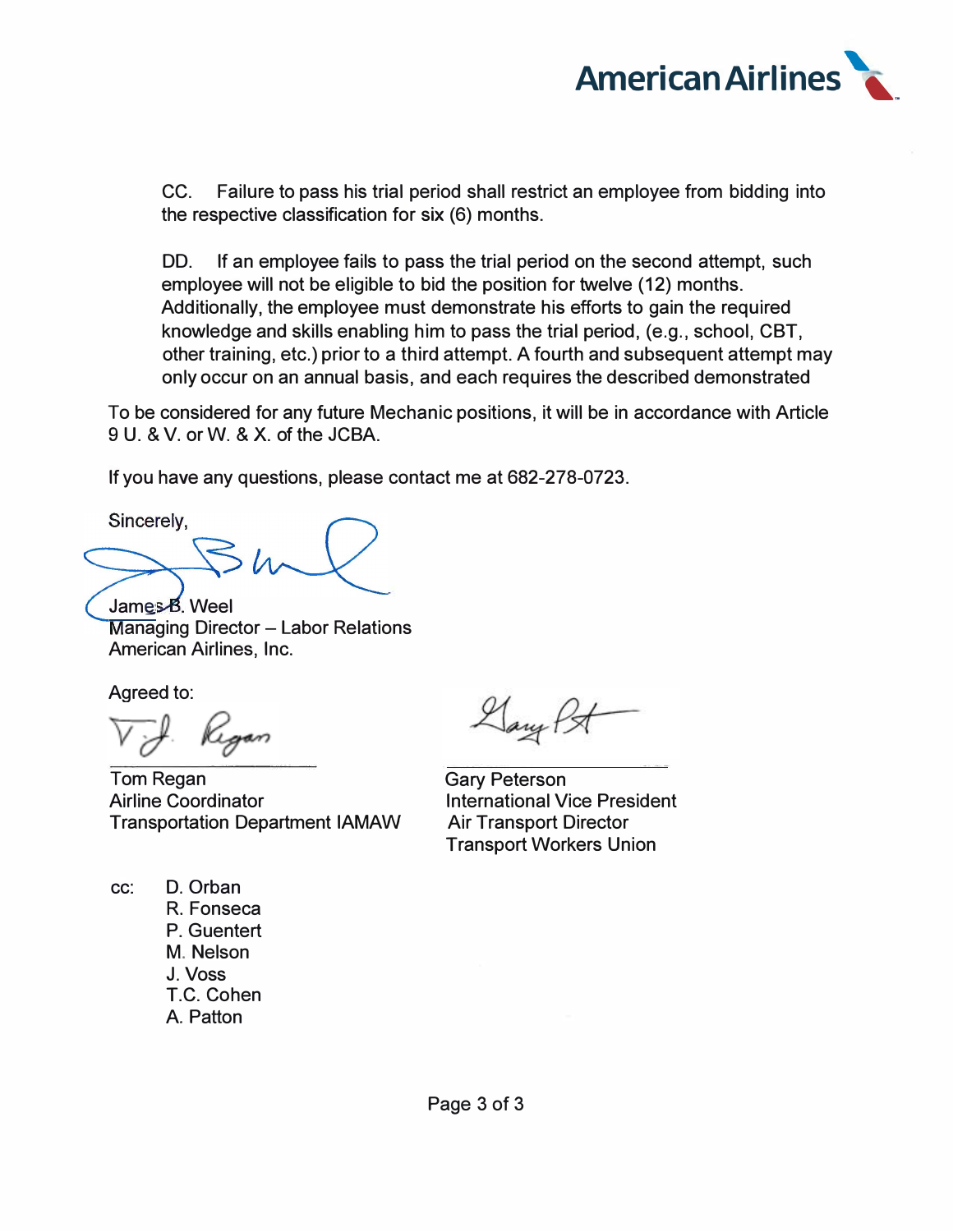CC. Failure to pass his trial period shall restrict an employee from bidding into the respective classification for six (6) months.

DD. If an employee fails to pass the trial period on the second attempt, such employee will not be eligible to bid the position for twelve (12) months. Additionally, the employee must demonstrate his efforts to gain the required knowledge and skills enabling him to pass the trial period, (e.g., school, CBT, other training, etc.) prior to a third attempt. A fourth and subsequent attempt may only occur on an annual basis, and each requires the described demonstrated

To be considered for any future Mechanic positions, it will be in accordance with Article 9 U. & V. or W. & X. of the JCBA.

If you have any questions, please contact me at 682-278-0723.

Sincerely,

James B. Weel
Managing Director – Labor Relations
American Airlines, Inc.

Agreed to:

Tom Regan
Airline Coordinator
Transportation Department IAMAW

Gary Peterson
International Vice President
Air Transport Director
Transport Workers Union

cc: D. Orban
R. Fonseca
P. Guentert
M. Nelson
J. Voss
T.C. Cohen
A. Patton